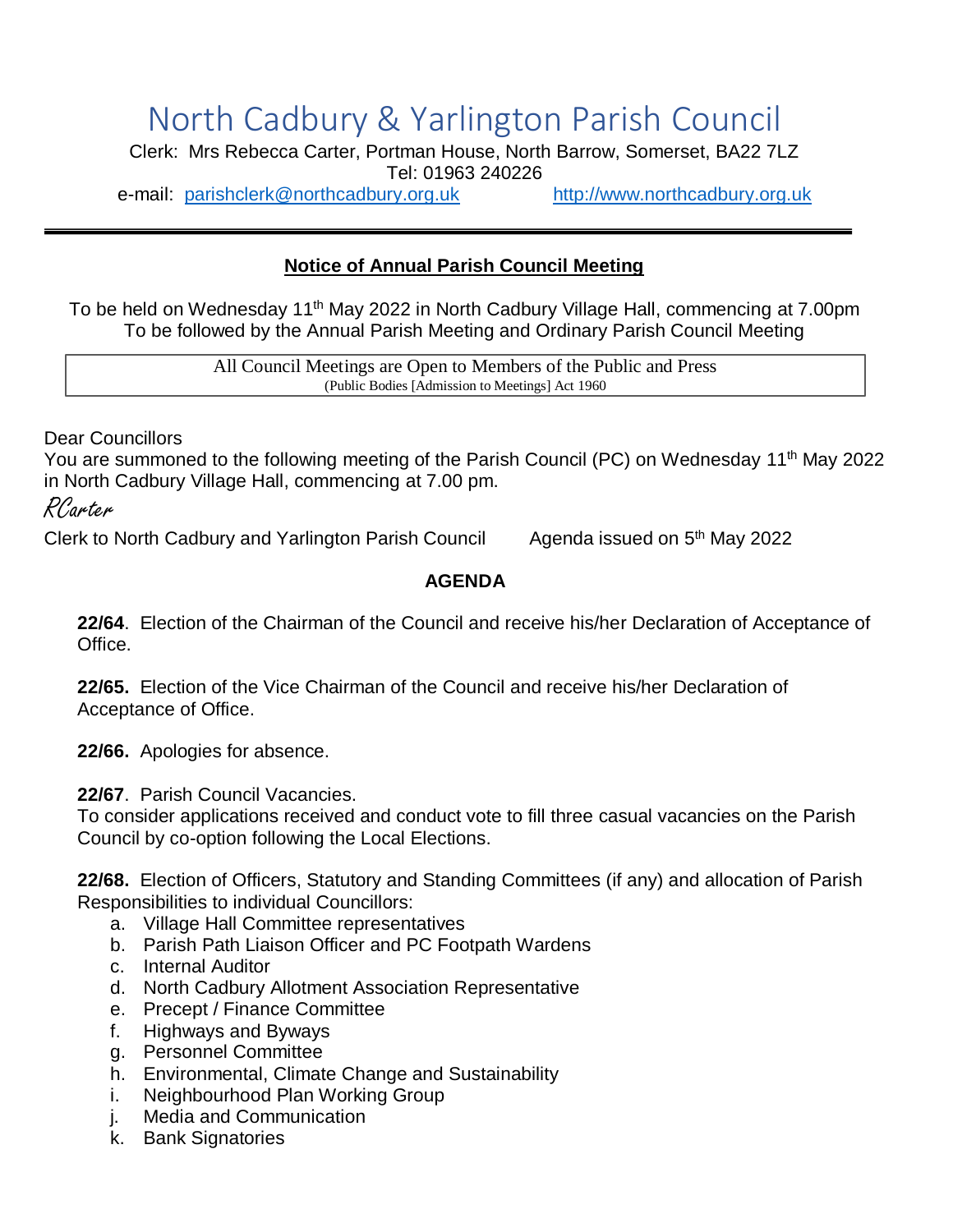# North Cadbury & Yarlington Parish Council

Clerk: Mrs Rebecca Carter, Portman House, North Barrow, Somerset, BA22 7LZ
Tel: 01963 240226
e-mail: parishclerk@northcadbury.org.uk http://www.northcadbury.org.uk

---

## Notice of Annual Parish Council Meeting

To be held on Wednesday 11th May 2022 in North Cadbury Village Hall, commencing at 7.00pm
To be followed by the Annual Parish Meeting and Ordinary Parish Council Meeting

| All Council Meetings are Open to Members of the Public and Press (Public Bodies [Admission to Meetings] Act 1960 |
|---|

Dear Councillors
You are summoned to the following meeting of the Parish Council (PC) on Wednesday 11th May 2022 in North Cadbury Village Hall, commencing at 7.00 pm.

*RCarter*

Clerk to North Cadbury and Yarlington Parish Council  Agenda issued on 5th May 2022

### AGENDA

**22/64**. Election of the Chairman of the Council and receive his/her Declaration of Acceptance of Office.

**22/65.** Election of the Vice Chairman of the Council and receive his/her Declaration of Acceptance of Office.

**22/66.** Apologies for absence.

**22/67**. Parish Council Vacancies.
To consider applications received and conduct vote to fill three casual vacancies on the Parish Council by co-option following the Local Elections.

**22/68.** Election of Officers, Statutory and Standing Committees (if any) and allocation of Parish Responsibilities to individual Councillors:

a. Village Hall Committee representatives
b. Parish Path Liaison Officer and PC Footpath Wardens
c. Internal Auditor
d. North Cadbury Allotment Association Representative
e. Precept / Finance Committee
f. Highways and Byways
g. Personnel Committee
h. Environmental, Climate Change and Sustainability
i. Neighbourhood Plan Working Group
j. Media and Communication
k. Bank Signatories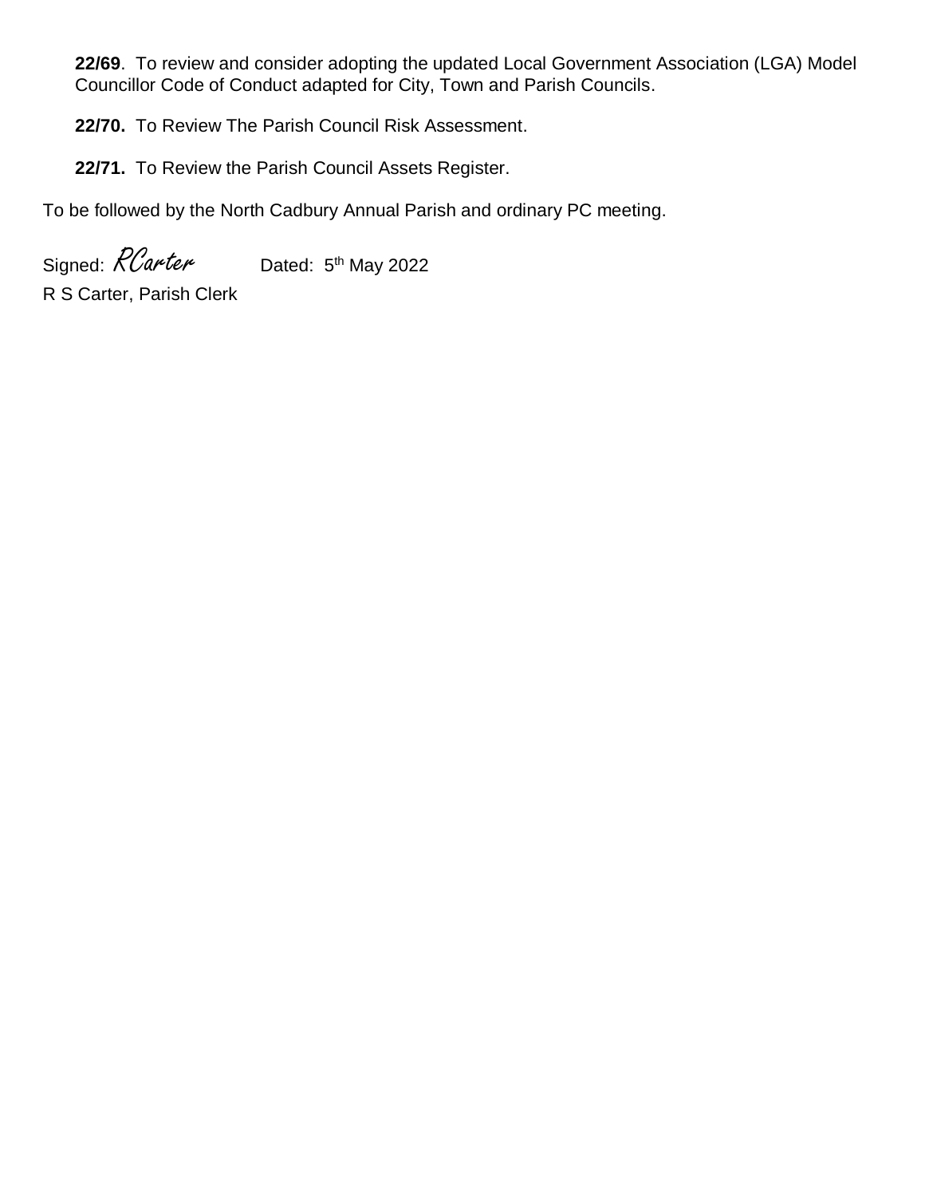**22/69**. To review and consider adopting the updated Local Government Association (LGA) Model Councillor Code of Conduct adapted for City, Town and Parish Councils.

**22/70.** To Review The Parish Council Risk Assessment.

**22/71.** To Review the Parish Council Assets Register.

To be followed by the North Cadbury Annual Parish and ordinary PC meeting.

Signed: *RCarter* Dated: 5th May 2022

R S Carter, Parish Clerk